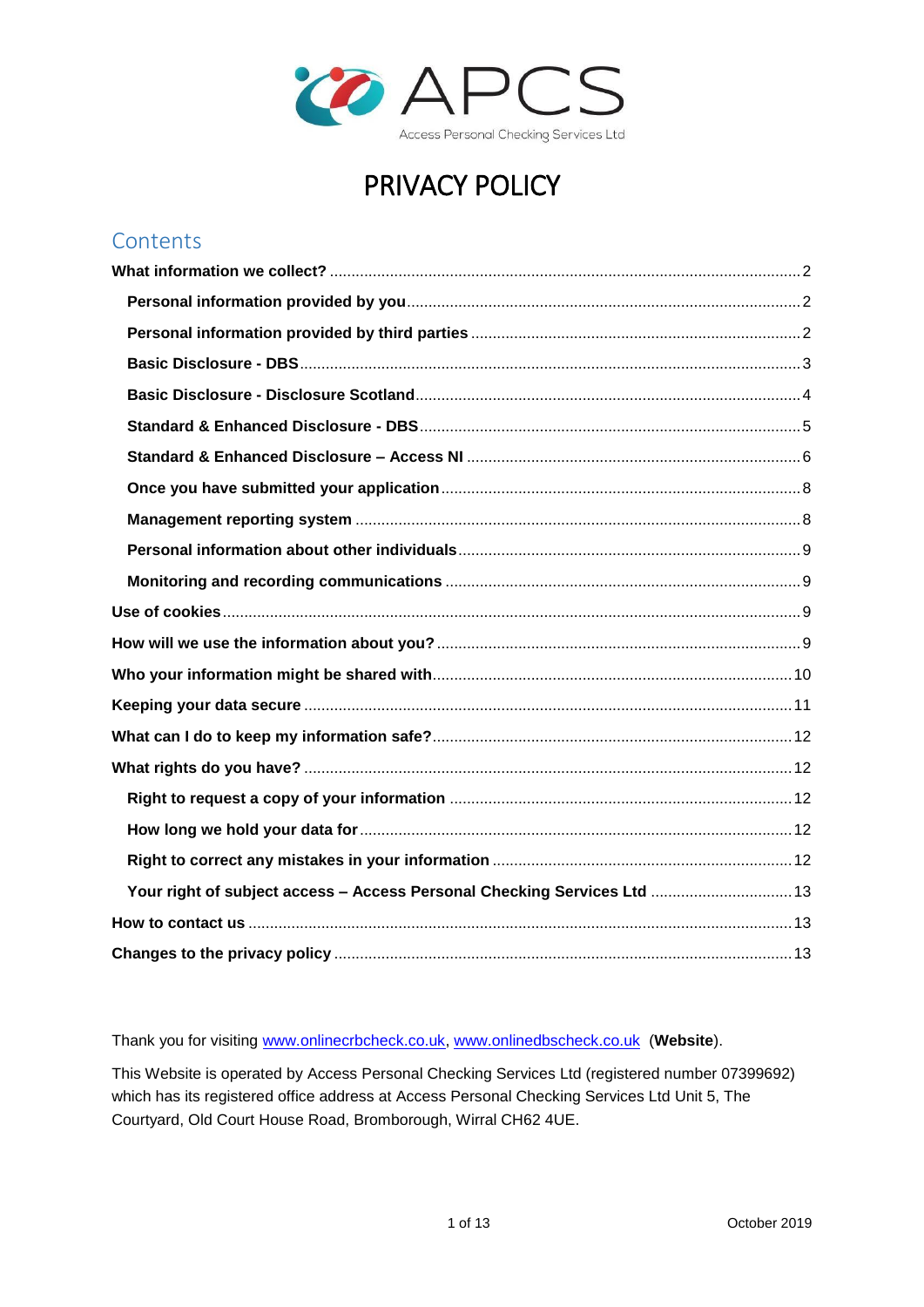APCS

Access Personal Checking Services Ltd

# PRIVACY POLICY

## Contents

**What information we collect?** .......... 2

- **Personal information provided by you** .......... 2
- **Personal information provided by third parties** .......... 2
- **Basic Disclosure - DBS** .......... 3
- **Basic Disclosure - Disclosure Scotland** .......... 4
- **Standard & Enhanced Disclosure - DBS** .......... 5
- **Standard & Enhanced Disclosure – Access NI** .......... 6
- **Once you have submitted your application** .......... 8
- **Management reporting system** .......... 8
- **Personal information about other individuals** .......... 9
- **Monitoring and recording communications** .......... 9

**Use of cookies** .......... 9

**How will we use the information about you?** .......... 9

**Who your information might be shared with** .......... 10

**Keeping your data secure** .......... 11

**What can I do to keep my information safe?** .......... 12

**What rights do you have?** .......... 12

- **Right to request a copy of your information** .......... 12
- **How long we hold your data for** .......... 12
- **Right to correct any mistakes in your information** .......... 12
- **Your right of subject access – Access Personal Checking Services Ltd** .......... 13

**How to contact us** .......... 13

**Changes to the privacy policy** .......... 13

Thank you for visiting www.onlinecrbcheck.co.uk, www.onlinedbscheck.co.uk (**Website**).

This Website is operated by Access Personal Checking Services Ltd (registered number 07399692) which has its registered office address at Access Personal Checking Services Ltd Unit 5, The Courtyard, Old Court House Road, Bromborough, Wirral CH62 4UE.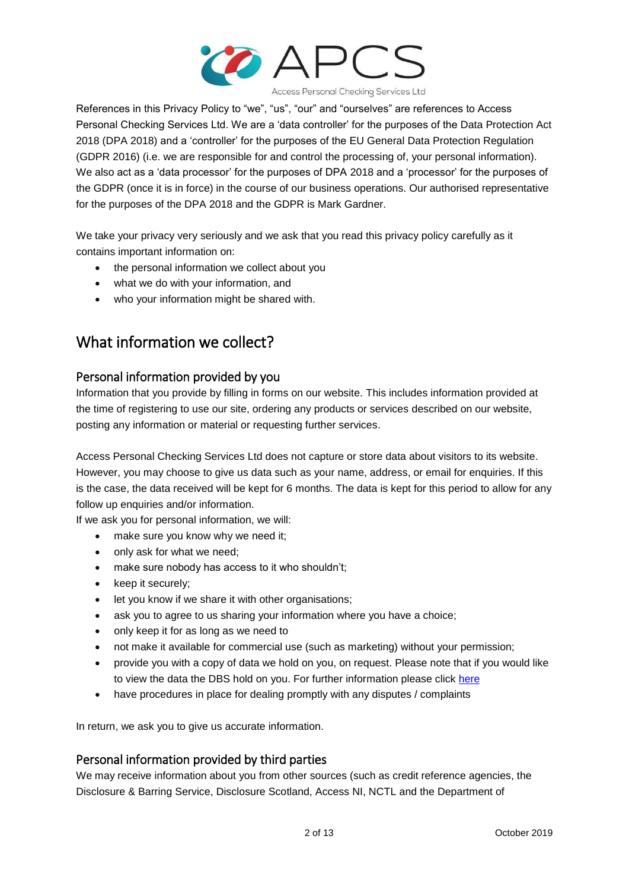References in this Privacy Policy to "we", "us", "our" and "ourselves" are references to Access Personal Checking Services Ltd. We are a 'data controller' for the purposes of the Data Protection Act 2018 (DPA 2018) and a 'controller' for the purposes of the EU General Data Protection Regulation (GDPR 2016) (i.e. we are responsible for and control the processing of, your personal information). We also act as a 'data processor' for the purposes of DPA 2018 and a 'processor' for the purposes of the GDPR (once it is in force) in the course of our business operations. Our authorised representative for the purposes of the DPA 2018 and the GDPR is Mark Gardner.

We take your privacy very seriously and we ask that you read this privacy policy carefully as it contains important information on:

- the personal information we collect about you
- what we do with your information, and
- who your information might be shared with.

## What information we collect?

### Personal information provided by you

Information that you provide by filling in forms on our website. This includes information provided at the time of registering to use our site, ordering any products or services described on our website, posting any information or material or requesting further services.

Access Personal Checking Services Ltd does not capture or store data about visitors to its website. However, you may choose to give us data such as your name, address, or email for enquiries. If this is the case, the data received will be kept for 6 months. The data is kept for this period to allow for any follow up enquiries and/or information.

If we ask you for personal information, we will:

- make sure you know why we need it;
- only ask for what we need;
- make sure nobody has access to it who shouldn't;
- keep it securely;
- let you know if we share it with other organisations;
- ask you to agree to us sharing your information where you have a choice;
- only keep it for as long as we need to
- not make it available for commercial use (such as marketing) without your permission;
- provide you with a copy of data we hold on you, on request. Please note that if you would like to view the data the DBS hold on you. For further information please click here
- have procedures in place for dealing promptly with any disputes / complaints

In return, we ask you to give us accurate information.

### Personal information provided by third parties

We may receive information about you from other sources (such as credit reference agencies, the Disclosure & Barring Service, Disclosure Scotland, Access NI, NCTL and the Department of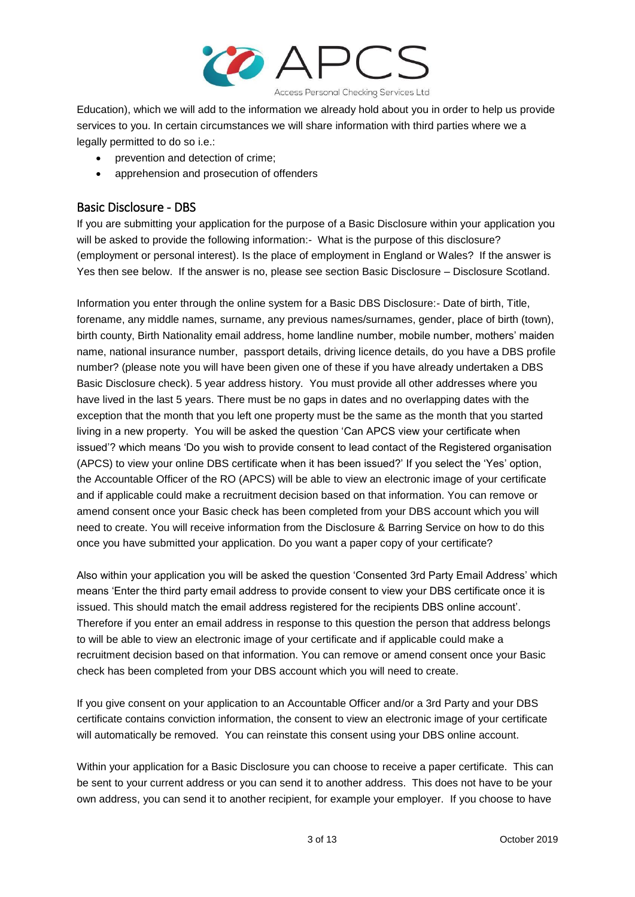Education), which we will add to the information we already hold about you in order to help us provide services to you. In certain circumstances we will share information with third parties where we a legally permitted to do so i.e.:

- prevention and detection of crime;
- apprehension and prosecution of offenders

## Basic Disclosure - DBS

If you are submitting your application for the purpose of a Basic Disclosure within your application you will be asked to provide the following information:- What is the purpose of this disclosure? (employment or personal interest). Is the place of employment in England or Wales? If the answer is Yes then see below. If the answer is no, please see section Basic Disclosure – Disclosure Scotland.

Information you enter through the online system for a Basic DBS Disclosure:- Date of birth, Title, forename, any middle names, surname, any previous names/surnames, gender, place of birth (town), birth county, Birth Nationality email address, home landline number, mobile number, mothers' maiden name, national insurance number, passport details, driving licence details, do you have a DBS profile number? (please note you will have been given one of these if you have already undertaken a DBS Basic Disclosure check). 5 year address history. You must provide all other addresses where you have lived in the last 5 years. There must be no gaps in dates and no overlapping dates with the exception that the month that you left one property must be the same as the month that you started living in a new property. You will be asked the question 'Can APCS view your certificate when issued'? which means 'Do you wish to provide consent to lead contact of the Registered organisation (APCS) to view your online DBS certificate when it has been issued?' If you select the 'Yes' option, the Accountable Officer of the RO (APCS) will be able to view an electronic image of your certificate and if applicable could make a recruitment decision based on that information. You can remove or amend consent once your Basic check has been completed from your DBS account which you will need to create. You will receive information from the Disclosure & Barring Service on how to do this once you have submitted your application. Do you want a paper copy of your certificate?

Also within your application you will be asked the question 'Consented 3rd Party Email Address' which means 'Enter the third party email address to provide consent to view your DBS certificate once it is issued. This should match the email address registered for the recipients DBS online account'. Therefore if you enter an email address in response to this question the person that address belongs to will be able to view an electronic image of your certificate and if applicable could make a recruitment decision based on that information. You can remove or amend consent once your Basic check has been completed from your DBS account which you will need to create.

If you give consent on your application to an Accountable Officer and/or a 3rd Party and your DBS certificate contains conviction information, the consent to view an electronic image of your certificate will automatically be removed. You can reinstate this consent using your DBS online account.

Within your application for a Basic Disclosure you can choose to receive a paper certificate. This can be sent to your current address or you can send it to another address. This does not have to be your own address, you can send it to another recipient, for example your employer. If you choose to have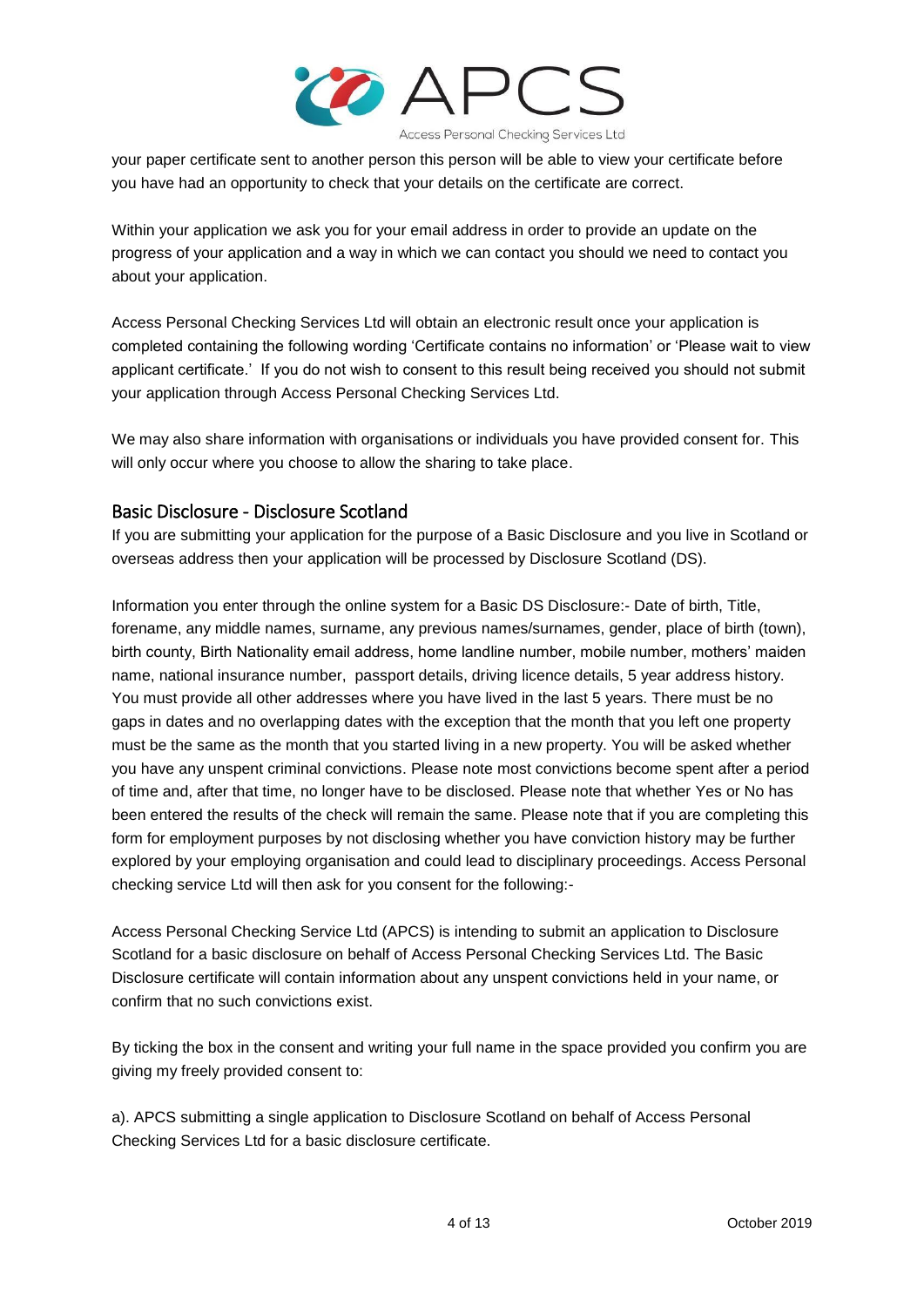your paper certificate sent to another person this person will be able to view your certificate before you have had an opportunity to check that your details on the certificate are correct.

Within your application we ask you for your email address in order to provide an update on the progress of your application and a way in which we can contact you should we need to contact you about your application.

Access Personal Checking Services Ltd will obtain an electronic result once your application is completed containing the following wording 'Certificate contains no information' or 'Please wait to view applicant certificate.' If you do not wish to consent to this result being received you should not submit your application through Access Personal Checking Services Ltd.

We may also share information with organisations or individuals you have provided consent for. This will only occur where you choose to allow the sharing to take place.

## Basic Disclosure - Disclosure Scotland

If you are submitting your application for the purpose of a Basic Disclosure and you live in Scotland or overseas address then your application will be processed by Disclosure Scotland (DS).

Information you enter through the online system for a Basic DS Disclosure:- Date of birth, Title, forename, any middle names, surname, any previous names/surnames, gender, place of birth (town), birth county, Birth Nationality email address, home landline number, mobile number, mothers' maiden name, national insurance number, passport details, driving licence details, 5 year address history. You must provide all other addresses where you have lived in the last 5 years. There must be no gaps in dates and no overlapping dates with the exception that the month that you left one property must be the same as the month that you started living in a new property. You will be asked whether you have any unspent criminal convictions. Please note most convictions become spent after a period of time and, after that time, no longer have to be disclosed. Please note that whether Yes or No has been entered the results of the check will remain the same. Please note that if you are completing this form for employment purposes by not disclosing whether you have conviction history may be further explored by your employing organisation and could lead to disciplinary proceedings. Access Personal checking service Ltd will then ask for you consent for the following:-

Access Personal Checking Service Ltd (APCS) is intending to submit an application to Disclosure Scotland for a basic disclosure on behalf of Access Personal Checking Services Ltd. The Basic Disclosure certificate will contain information about any unspent convictions held in your name, or confirm that no such convictions exist.

By ticking the box in the consent and writing your full name in the space provided you confirm you are giving my freely provided consent to:

a). APCS submitting a single application to Disclosure Scotland on behalf of Access Personal Checking Services Ltd for a basic disclosure certificate.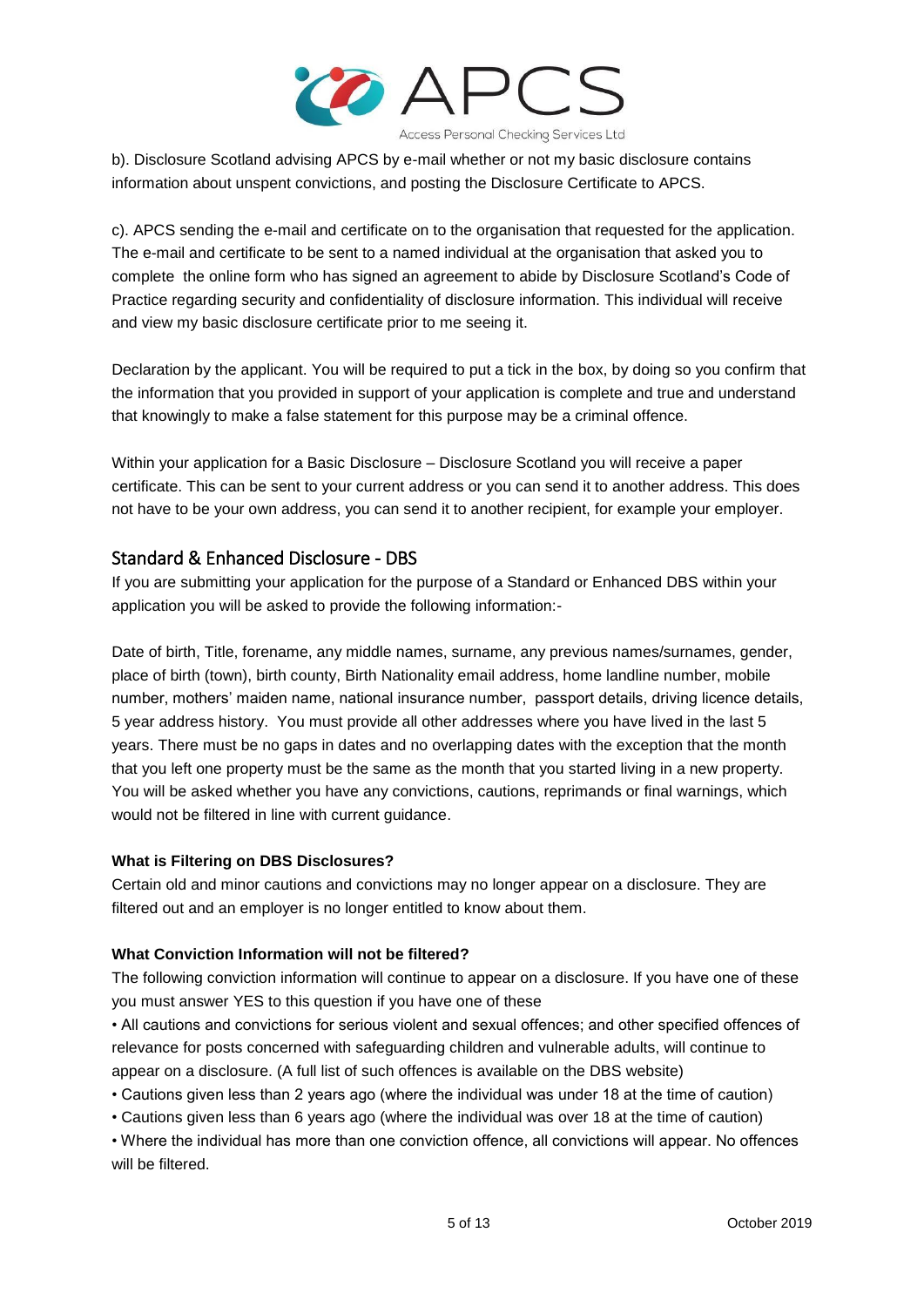b). Disclosure Scotland advising APCS by e-mail whether or not my basic disclosure contains information about unspent convictions, and posting the Disclosure Certificate to APCS.

c). APCS sending the e-mail and certificate on to the organisation that requested for the application. The e-mail and certificate to be sent to a named individual at the organisation that asked you to complete the online form who has signed an agreement to abide by Disclosure Scotland's Code of Practice regarding security and confidentiality of disclosure information. This individual will receive and view my basic disclosure certificate prior to me seeing it.

Declaration by the applicant. You will be required to put a tick in the box, by doing so you confirm that the information that you provided in support of your application is complete and true and understand that knowingly to make a false statement for this purpose may be a criminal offence.

Within your application for a Basic Disclosure – Disclosure Scotland you will receive a paper certificate. This can be sent to your current address or you can send it to another address. This does not have to be your own address, you can send it to another recipient, for example your employer.

## Standard & Enhanced Disclosure - DBS

If you are submitting your application for the purpose of a Standard or Enhanced DBS within your application you will be asked to provide the following information:-

Date of birth, Title, forename, any middle names, surname, any previous names/surnames, gender, place of birth (town), birth county, Birth Nationality email address, home landline number, mobile number, mothers' maiden name, national insurance number, passport details, driving licence details, 5 year address history. You must provide all other addresses where you have lived in the last 5 years. There must be no gaps in dates and no overlapping dates with the exception that the month that you left one property must be the same as the month that you started living in a new property. You will be asked whether you have any convictions, cautions, reprimands or final warnings, which would not be filtered in line with current guidance.

**What is Filtering on DBS Disclosures?**

Certain old and minor cautions and convictions may no longer appear on a disclosure. They are filtered out and an employer is no longer entitled to know about them.

**What Conviction Information will not be filtered?**

The following conviction information will continue to appear on a disclosure. If you have one of these you must answer YES to this question if you have one of these

- All cautions and convictions for serious violent and sexual offences; and other specified offences of relevance for posts concerned with safeguarding children and vulnerable adults, will continue to appear on a disclosure. (A full list of such offences is available on the DBS website)
- Cautions given less than 2 years ago (where the individual was under 18 at the time of caution)
- Cautions given less than 6 years ago (where the individual was over 18 at the time of caution)
- Where the individual has more than one conviction offence, all convictions will appear. No offences will be filtered.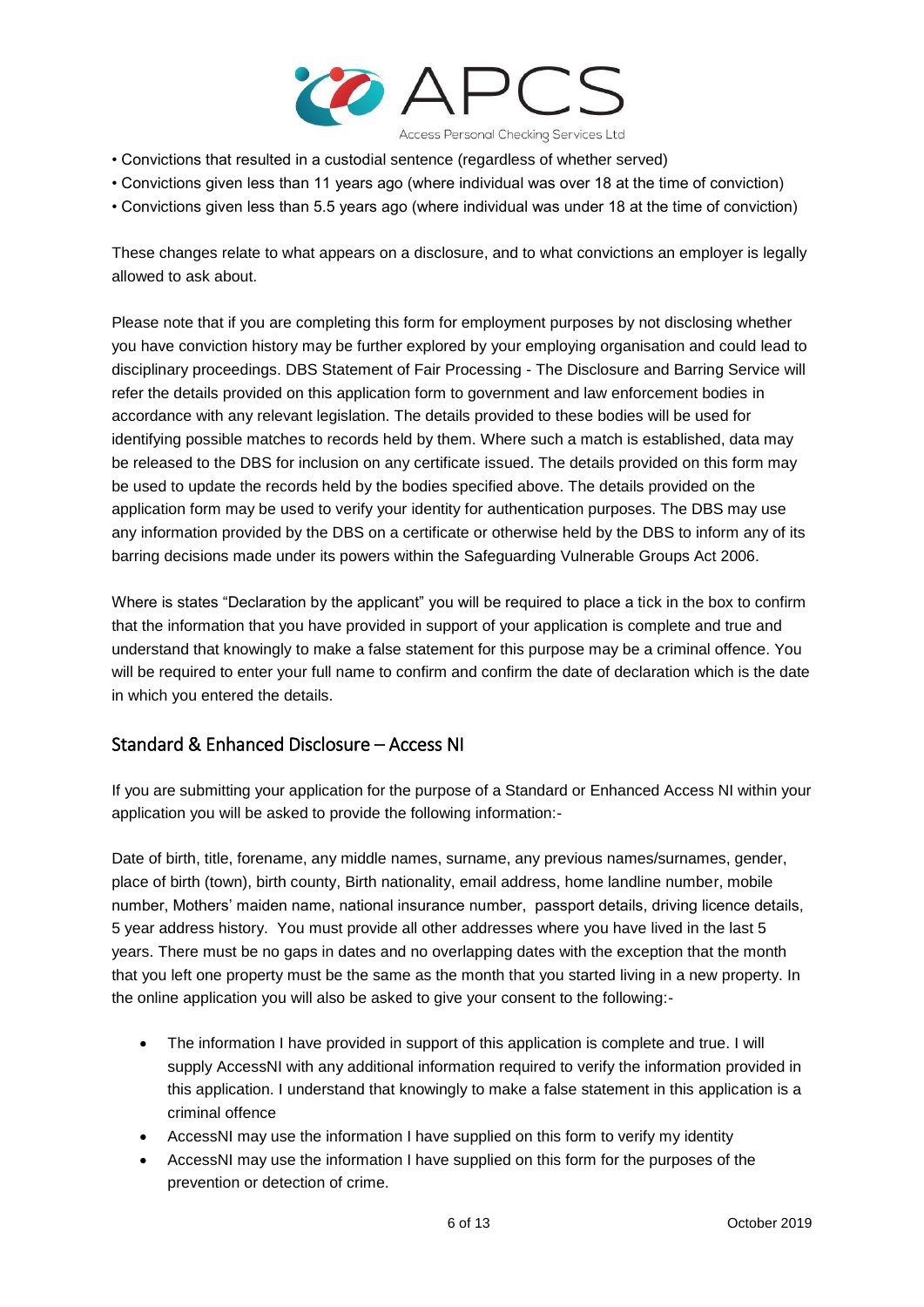• Convictions that resulted in a custodial sentence (regardless of whether served)
• Convictions given less than 11 years ago (where individual was over 18 at the time of conviction)
• Convictions given less than 5.5 years ago (where individual was under 18 at the time of conviction)

These changes relate to what appears on a disclosure, and to what convictions an employer is legally allowed to ask about.

Please note that if you are completing this form for employment purposes by not disclosing whether you have conviction history may be further explored by your employing organisation and could lead to disciplinary proceedings. DBS Statement of Fair Processing - The Disclosure and Barring Service will refer the details provided on this application form to government and law enforcement bodies in accordance with any relevant legislation. The details provided to these bodies will be used for identifying possible matches to records held by them. Where such a match is established, data may be released to the DBS for inclusion on any certificate issued. The details provided on this form may be used to update the records held by the bodies specified above. The details provided on the application form may be used to verify your identity for authentication purposes. The DBS may use any information provided by the DBS on a certificate or otherwise held by the DBS to inform any of its barring decisions made under its powers within the Safeguarding Vulnerable Groups Act 2006.

Where is states "Declaration by the applicant" you will be required to place a tick in the box to confirm that the information that you have provided in support of your application is complete and true and understand that knowingly to make a false statement for this purpose may be a criminal offence. You will be required to enter your full name to confirm and confirm the date of declaration which is the date in which you entered the details.

## Standard & Enhanced Disclosure – Access NI

If you are submitting your application for the purpose of a Standard or Enhanced Access NI within your application you will be asked to provide the following information:-

Date of birth, title, forename, any middle names, surname, any previous names/surnames, gender, place of birth (town), birth county, Birth nationality, email address, home landline number, mobile number, Mothers' maiden name, national insurance number, passport details, driving licence details, 5 year address history. You must provide all other addresses where you have lived in the last 5 years. There must be no gaps in dates and no overlapping dates with the exception that the month that you left one property must be the same as the month that you started living in a new property. In the online application you will also be asked to give your consent to the following:-

- The information I have provided in support of this application is complete and true. I will supply AccessNI with any additional information required to verify the information provided in this application. I understand that knowingly to make a false statement in this application is a criminal offence
- AccessNI may use the information I have supplied on this form to verify my identity
- AccessNI may use the information I have supplied on this form for the purposes of the prevention or detection of crime.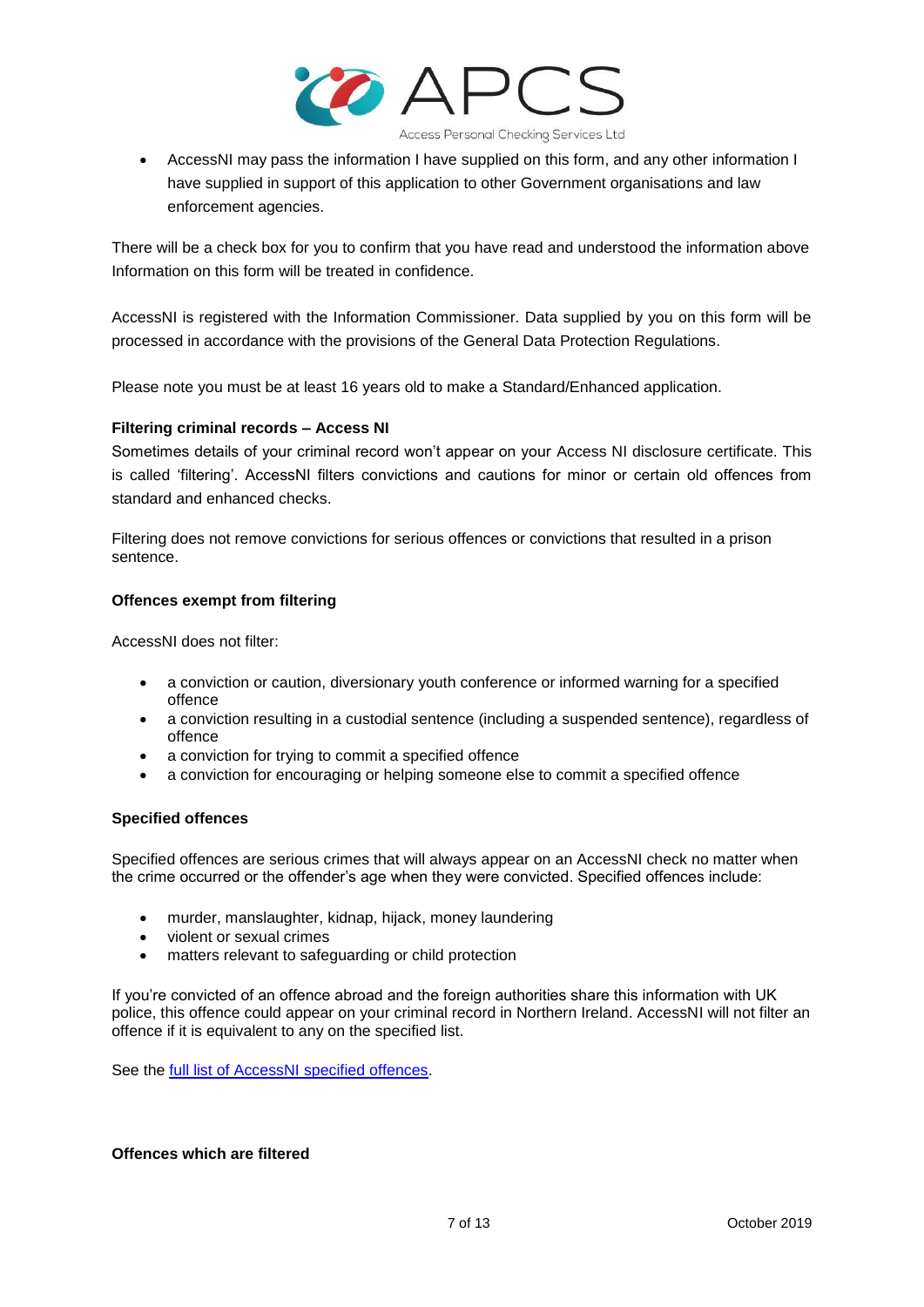- AccessNI may pass the information I have supplied on this form, and any other information I have supplied in support of this application to other Government organisations and law enforcement agencies.

There will be a check box for you to confirm that you have read and understood the information above Information on this form will be treated in confidence.

AccessNI is registered with the Information Commissioner. Data supplied by you on this form will be processed in accordance with the provisions of the General Data Protection Regulations.

Please note you must be at least 16 years old to make a Standard/Enhanced application.

**Filtering criminal records – Access NI**

Sometimes details of your criminal record won't appear on your Access NI disclosure certificate. This is called 'filtering'. AccessNI filters convictions and cautions for minor or certain old offences from standard and enhanced checks.

Filtering does not remove convictions for serious offences or convictions that resulted in a prison sentence.

**Offences exempt from filtering**

AccessNI does not filter:

- a conviction or caution, diversionary youth conference or informed warning for a specified offence
- a conviction resulting in a custodial sentence (including a suspended sentence), regardless of offence
- a conviction for trying to commit a specified offence
- a conviction for encouraging or helping someone else to commit a specified offence

**Specified offences**

Specified offences are serious crimes that will always appear on an AccessNI check no matter when the crime occurred or the offender's age when they were convicted. Specified offences include:

- murder, manslaughter, kidnap, hijack, money laundering
- violent or sexual crimes
- matters relevant to safeguarding or child protection

If you're convicted of an offence abroad and the foreign authorities share this information with UK police, this offence could appear on your criminal record in Northern Ireland. AccessNI will not filter an offence if it is equivalent to any on the specified list.

See the full list of AccessNI specified offences.

**Offences which are filtered**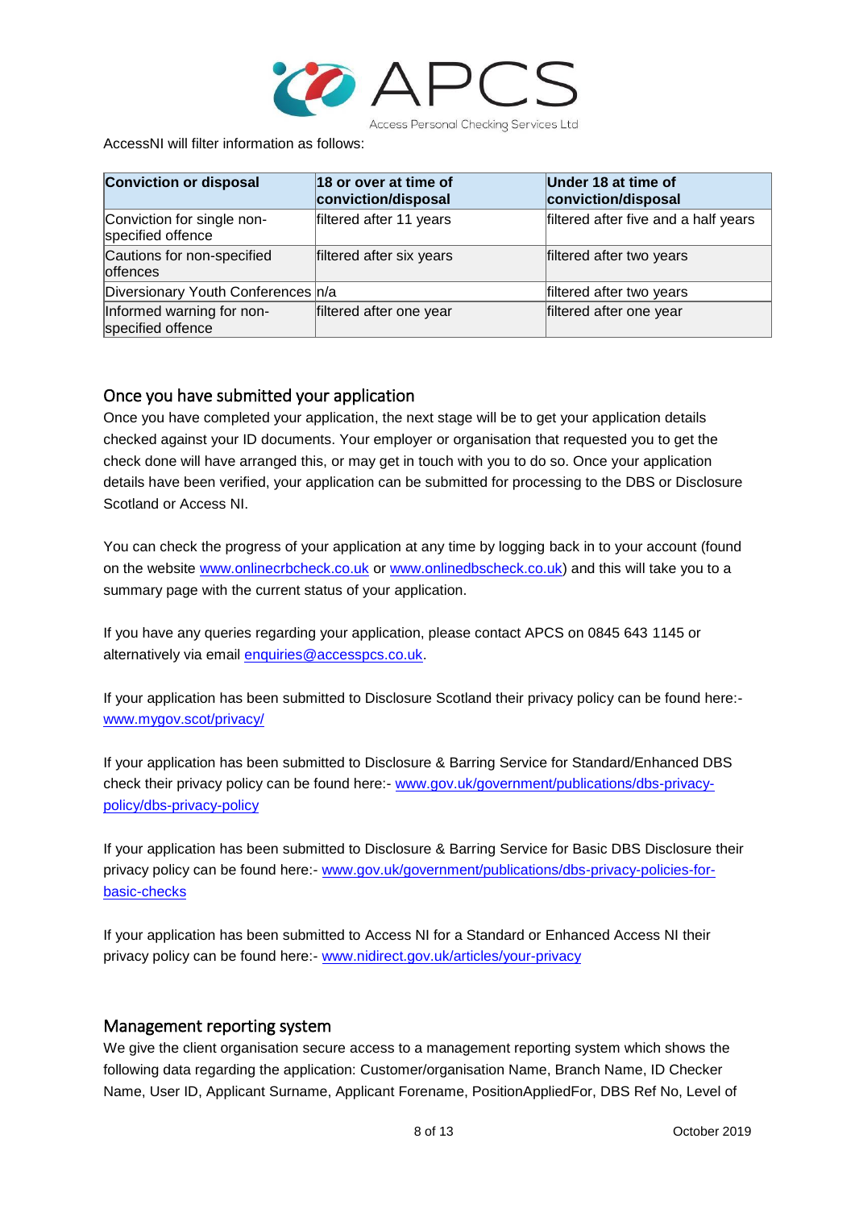AccessNI will filter information as follows:

| Conviction or disposal | 18 or over at time of conviction/disposal | Under 18 at time of conviction/disposal |
| --- | --- | --- |
| Conviction for single non-specified offence | filtered after 11 years | filtered after five and a half years |
| Cautions for non-specified offences | filtered after six years | filtered after two years |
| Diversionary Youth Conferences | n/a | filtered after two years |
| Informed warning for non-specified offence | filtered after one year | filtered after one year |

## Once you have submitted your application

Once you have completed your application, the next stage will be to get your application details checked against your ID documents. Your employer or organisation that requested you to get the check done will have arranged this, or may get in touch with you to do so. Once your application details have been verified, your application can be submitted for processing to the DBS or Disclosure Scotland or Access NI.

You can check the progress of your application at any time by logging back in to your account (found on the website www.onlinecrbcheck.co.uk or www.onlinedbscheck.co.uk) and this will take you to a summary page with the current status of your application.

If you have any queries regarding your application, please contact APCS on 0845 643 1145 or alternatively via email enquiries@accesspcs.co.uk.

If your application has been submitted to Disclosure Scotland their privacy policy can be found here:- www.mygov.scot/privacy/

If your application has been submitted to Disclosure & Barring Service for Standard/Enhanced DBS check their privacy policy can be found here:- www.gov.uk/government/publications/dbs-privacy-policy/dbs-privacy-policy

If your application has been submitted to Disclosure & Barring Service for Basic DBS Disclosure their privacy policy can be found here:- www.gov.uk/government/publications/dbs-privacy-policies-for-basic-checks

If your application has been submitted to Access NI for a Standard or Enhanced Access NI their privacy policy can be found here:- www.nidirect.gov.uk/articles/your-privacy

## Management reporting system

We give the client organisation secure access to a management reporting system which shows the following data regarding the application: Customer/organisation Name, Branch Name, ID Checker Name, User ID, Applicant Surname, Applicant Forename, PositionAppliedFor, DBS Ref No, Level of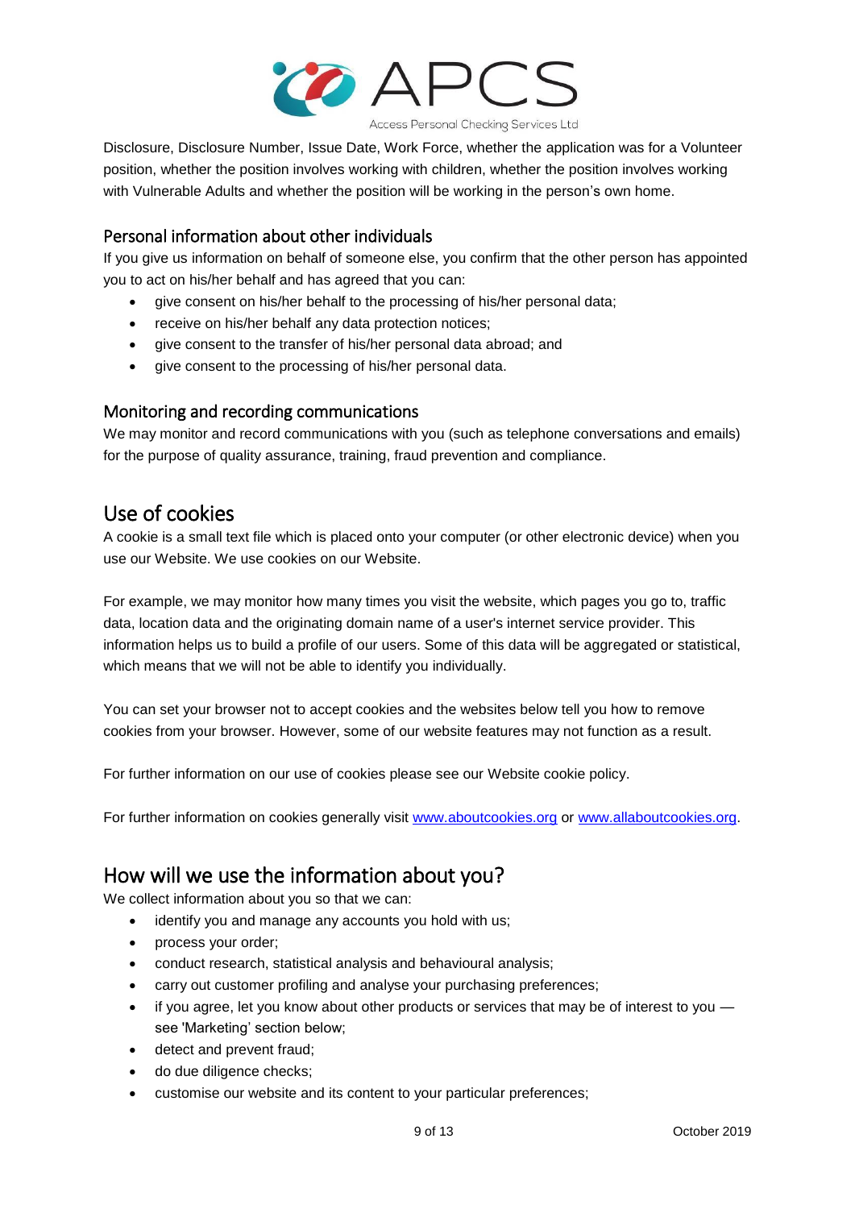Disclosure, Disclosure Number, Issue Date, Work Force, whether the application was for a Volunteer position, whether the position involves working with children, whether the position involves working with Vulnerable Adults and whether the position will be working in the person's own home.

### Personal information about other individuals

If you give us information on behalf of someone else, you confirm that the other person has appointed you to act on his/her behalf and has agreed that you can:

- give consent on his/her behalf to the processing of his/her personal data;
- receive on his/her behalf any data protection notices;
- give consent to the transfer of his/her personal data abroad; and
- give consent to the processing of his/her personal data.

### Monitoring and recording communications

We may monitor and record communications with you (such as telephone conversations and emails) for the purpose of quality assurance, training, fraud prevention and compliance.

## Use of cookies

A cookie is a small text file which is placed onto your computer (or other electronic device) when you use our Website. We use cookies on our Website.

For example, we may monitor how many times you visit the website, which pages you go to, traffic data, location data and the originating domain name of a user's internet service provider. This information helps us to build a profile of our users. Some of this data will be aggregated or statistical, which means that we will not be able to identify you individually.

You can set your browser not to accept cookies and the websites below tell you how to remove cookies from your browser. However, some of our website features may not function as a result.

For further information on our use of cookies please see our Website cookie policy.

For further information on cookies generally visit [www.aboutcookies.org](http://www.aboutcookies.org) or [www.allaboutcookies.org](http://www.allaboutcookies.org).

## How will we use the information about you?

We collect information about you so that we can:

- identify you and manage any accounts you hold with us;
- process your order;
- conduct research, statistical analysis and behavioural analysis;
- carry out customer profiling and analyse your purchasing preferences;
- if you agree, let you know about other products or services that may be of interest to you — see 'Marketing' section below;
- detect and prevent fraud;
- do due diligence checks;
- customise our website and its content to your particular preferences;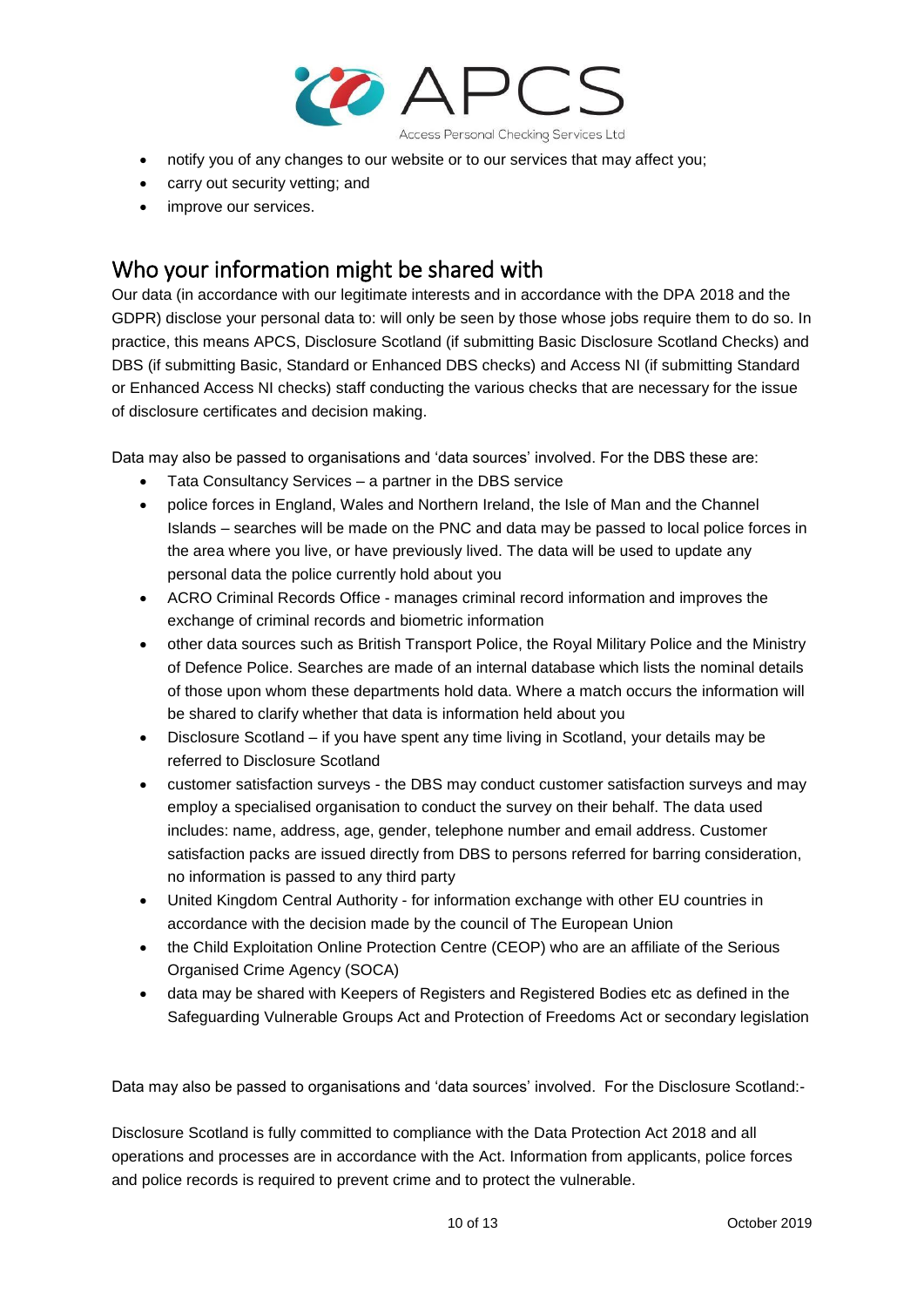- notify you of any changes to our website or to our services that may affect you;
- carry out security vetting; and
- improve our services.

## Who your information might be shared with

Our data (in accordance with our legitimate interests and in accordance with the DPA 2018 and the GDPR) disclose your personal data to: will only be seen by those whose jobs require them to do so. In practice, this means APCS, Disclosure Scotland (if submitting Basic Disclosure Scotland Checks) and DBS (if submitting Basic, Standard or Enhanced DBS checks) and Access NI (if submitting Standard or Enhanced Access NI checks) staff conducting the various checks that are necessary for the issue of disclosure certificates and decision making.

Data may also be passed to organisations and 'data sources' involved. For the DBS these are:

- Tata Consultancy Services – a partner in the DBS service
- police forces in England, Wales and Northern Ireland, the Isle of Man and the Channel Islands – searches will be made on the PNC and data may be passed to local police forces in the area where you live, or have previously lived. The data will be used to update any personal data the police currently hold about you
- ACRO Criminal Records Office - manages criminal record information and improves the exchange of criminal records and biometric information
- other data sources such as British Transport Police, the Royal Military Police and the Ministry of Defence Police. Searches are made of an internal database which lists the nominal details of those upon whom these departments hold data. Where a match occurs the information will be shared to clarify whether that data is information held about you
- Disclosure Scotland – if you have spent any time living in Scotland, your details may be referred to Disclosure Scotland
- customer satisfaction surveys - the DBS may conduct customer satisfaction surveys and may employ a specialised organisation to conduct the survey on their behalf. The data used includes: name, address, age, gender, telephone number and email address. Customer satisfaction packs are issued directly from DBS to persons referred for barring consideration, no information is passed to any third party
- United Kingdom Central Authority - for information exchange with other EU countries in accordance with the decision made by the council of The European Union
- the Child Exploitation Online Protection Centre (CEOP) who are an affiliate of the Serious Organised Crime Agency (SOCA)
- data may be shared with Keepers of Registers and Registered Bodies etc as defined in the Safeguarding Vulnerable Groups Act and Protection of Freedoms Act or secondary legislation

Data may also be passed to organisations and 'data sources' involved. For the Disclosure Scotland:-

Disclosure Scotland is fully committed to compliance with the Data Protection Act 2018 and all operations and processes are in accordance with the Act. Information from applicants, police forces and police records is required to prevent crime and to protect the vulnerable.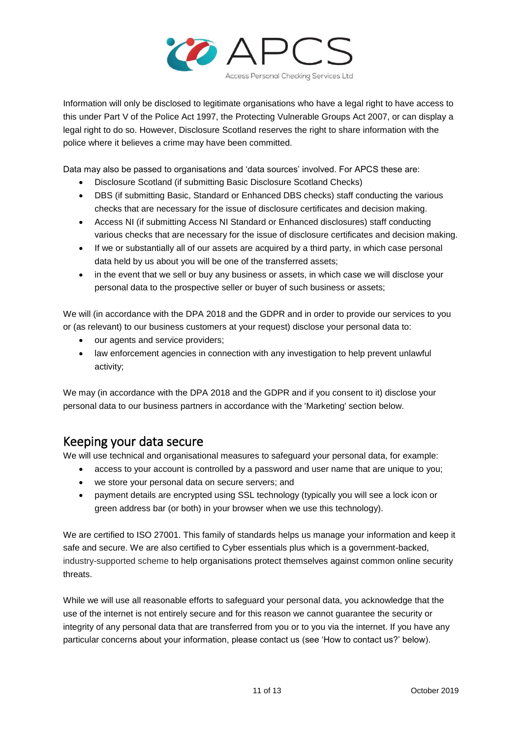Information will only be disclosed to legitimate organisations who have a legal right to have access to this under Part V of the Police Act 1997, the Protecting Vulnerable Groups Act 2007, or can display a legal right to do so. However, Disclosure Scotland reserves the right to share information with the police where it believes a crime may have been committed.

Data may also be passed to organisations and 'data sources' involved. For APCS these are:

- Disclosure Scotland (if submitting Basic Disclosure Scotland Checks)
- DBS (if submitting Basic, Standard or Enhanced DBS checks) staff conducting the various checks that are necessary for the issue of disclosure certificates and decision making.
- Access NI (if submitting Access NI Standard or Enhanced disclosures) staff conducting various checks that are necessary for the issue of disclosure certificates and decision making.
- If we or substantially all of our assets are acquired by a third party, in which case personal data held by us about you will be one of the transferred assets;
- in the event that we sell or buy any business or assets, in which case we will disclose your personal data to the prospective seller or buyer of such business or assets;

We will (in accordance with the DPA 2018 and the GDPR and in order to provide our services to you or (as relevant) to our business customers at your request) disclose your personal data to:

- our agents and service providers;
- law enforcement agencies in connection with any investigation to help prevent unlawful activity;

We may (in accordance with the DPA 2018 and the GDPR and if you consent to it) disclose your personal data to our business partners in accordance with the 'Marketing' section below.

## Keeping your data secure

We will use technical and organisational measures to safeguard your personal data, for example:

- access to your account is controlled by a password and user name that are unique to you;
- we store your personal data on secure servers; and
- payment details are encrypted using SSL technology (typically you will see a lock icon or green address bar (or both) in your browser when we use this technology).

We are certified to ISO 27001. This family of standards helps us manage your information and keep it safe and secure. We are also certified to Cyber essentials plus which is a government-backed, industry-supported scheme to help organisations protect themselves against common online security threats.

While we will use all reasonable efforts to safeguard your personal data, you acknowledge that the use of the internet is not entirely secure and for this reason we cannot guarantee the security or integrity of any personal data that are transferred from you or to you via the internet. If you have any particular concerns about your information, please contact us (see 'How to contact us?' below).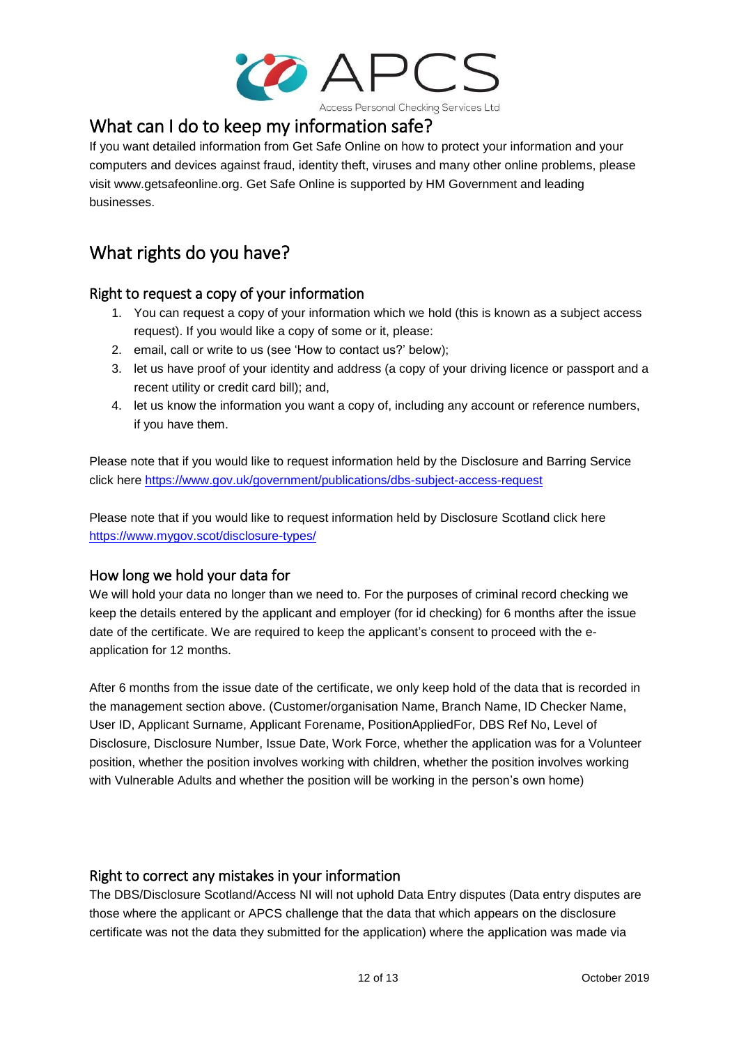## What can I do to keep my information safe?

If you want detailed information from Get Safe Online on how to protect your information and your computers and devices against fraud, identity theft, viruses and many other online problems, please visit www.getsafeonline.org. Get Safe Online is supported by HM Government and leading businesses.

## What rights do you have?

### Right to request a copy of your information

1. You can request a copy of your information which we hold (this is known as a subject access request). If you would like a copy of some or it, please:
2. email, call or write to us (see 'How to contact us?' below);
3. let us have proof of your identity and address (a copy of your driving licence or passport and a recent utility or credit card bill); and,
4. let us know the information you want a copy of, including any account or reference numbers, if you have them.

Please note that if you would like to request information held by the Disclosure and Barring Service click here https://www.gov.uk/government/publications/dbs-subject-access-request

Please note that if you would like to request information held by Disclosure Scotland click here https://www.mygov.scot/disclosure-types/

### How long we hold your data for

We will hold your data no longer than we need to. For the purposes of criminal record checking we keep the details entered by the applicant and employer (for id checking) for 6 months after the issue date of the certificate. We are required to keep the applicant's consent to proceed with the e-application for 12 months.

After 6 months from the issue date of the certificate, we only keep hold of the data that is recorded in the management section above. (Customer/organisation Name, Branch Name, ID Checker Name, User ID, Applicant Surname, Applicant Forename, PositionAppliedFor, DBS Ref No, Level of Disclosure, Disclosure Number, Issue Date, Work Force, whether the application was for a Volunteer position, whether the position involves working with children, whether the position involves working with Vulnerable Adults and whether the position will be working in the person's own home)

### Right to correct any mistakes in your information

The DBS/Disclosure Scotland/Access NI will not uphold Data Entry disputes (Data entry disputes are those where the applicant or APCS challenge that the data that which appears on the disclosure certificate was not the data they submitted for the application) where the application was made via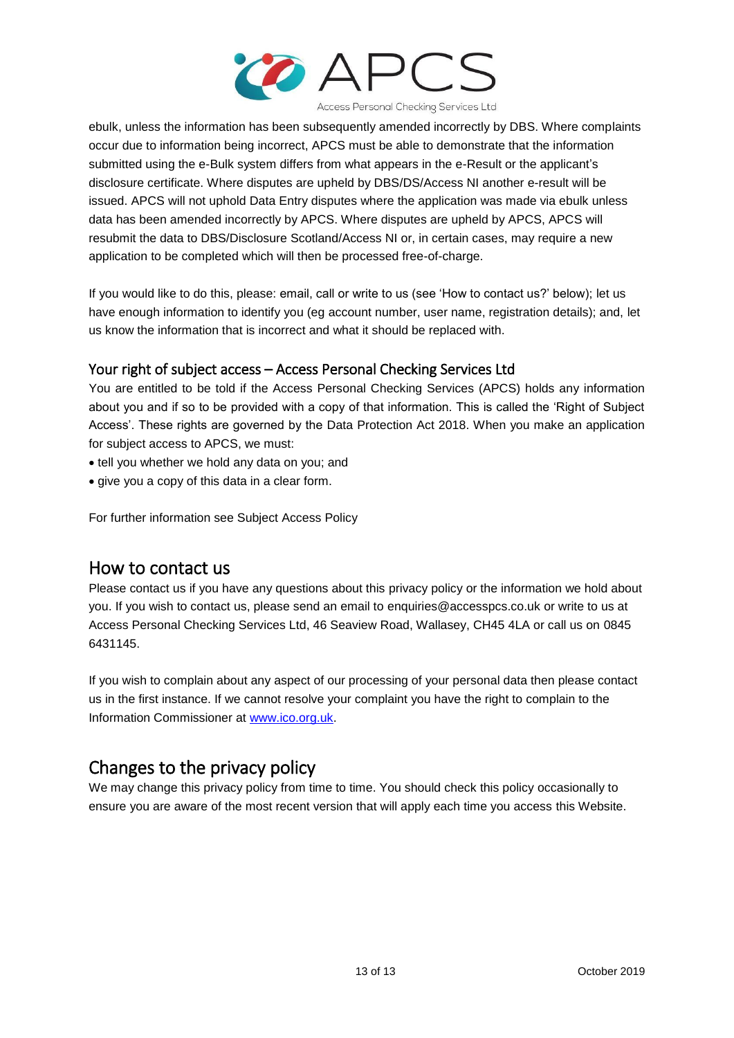ebulk, unless the information has been subsequently amended incorrectly by DBS. Where complaints occur due to information being incorrect, APCS must be able to demonstrate that the information submitted using the e-Bulk system differs from what appears in the e-Result or the applicant's disclosure certificate. Where disputes are upheld by DBS/DS/Access NI another e-result will be issued. APCS will not uphold Data Entry disputes where the application was made via ebulk unless data has been amended incorrectly by APCS. Where disputes are upheld by APCS, APCS will resubmit the data to DBS/Disclosure Scotland/Access NI or, in certain cases, may require a new application to be completed which will then be processed free-of-charge.

If you would like to do this, please: email, call or write to us (see 'How to contact us?' below); let us have enough information to identify you (eg account number, user name, registration details); and, let us know the information that is incorrect and what it should be replaced with.

### Your right of subject access – Access Personal Checking Services Ltd

You are entitled to be told if the Access Personal Checking Services (APCS) holds any information about you and if so to be provided with a copy of that information. This is called the 'Right of Subject Access'. These rights are governed by the Data Protection Act 2018. When you make an application for subject access to APCS, we must:

- tell you whether we hold any data on you; and
- give you a copy of this data in a clear form.

For further information see Subject Access Policy

## How to contact us

Please contact us if you have any questions about this privacy policy or the information we hold about you. If you wish to contact us, please send an email to enquiries@accesspcs.co.uk or write to us at Access Personal Checking Services Ltd, 46 Seaview Road, Wallasey, CH45 4LA or call us on 0845 6431145.

If you wish to complain about any aspect of our processing of your personal data then please contact us in the first instance. If we cannot resolve your complaint you have the right to complain to the Information Commissioner at www.ico.org.uk.

## Changes to the privacy policy

We may change this privacy policy from time to time. You should check this policy occasionally to ensure you are aware of the most recent version that will apply each time you access this Website.